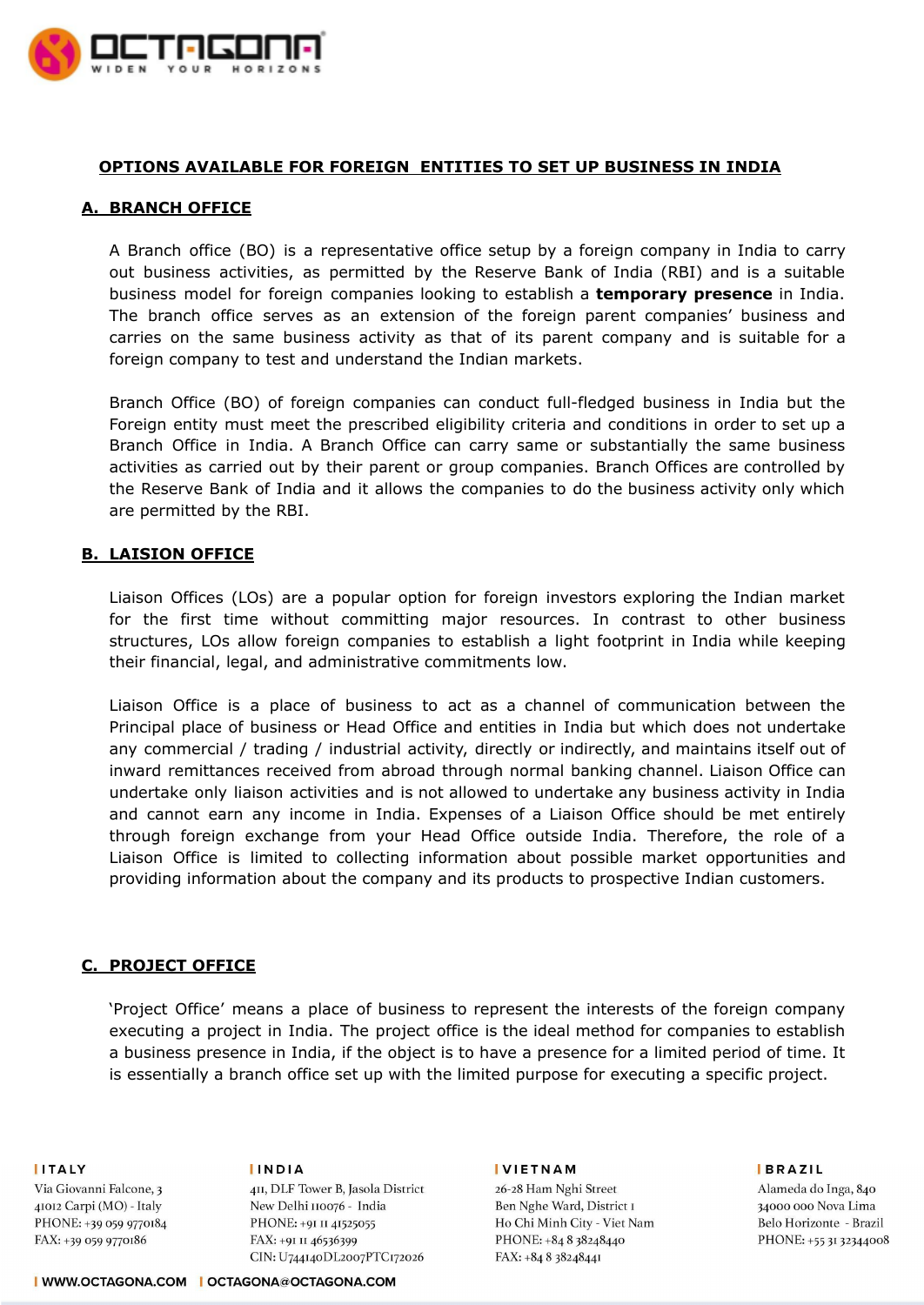## OPTIONS AVAILABLE FOR FOREIGN ENTITIES TO SET UP BUSINESS IN INDIA

### A. BRANCH OFFICE

A Branch office (BO) is a representative office setup by a foreign company in India to carry out business activities, as permitted by the Reserve Bank of India (RBI) and is a suitable business model for foreign companies looking to establish a **temporary presence** in India. The branch office serves as an extension of the foreign parent companies' business and carries on the same business activity as that of its parent company and is suitable for a foreign company to test and understand the Indian markets.

Branch Office (BO) of foreign companies can conduct full-fledged business in India but the Foreign entity must meet the prescribed eligibility criteria and conditions in order to set up a Branch Office in India. A Branch Office can carry same or substantially the same business activities as carried out by their parent or group companies. Branch Offices are controlled by the Reserve Bank of India and it allows the companies to do the business activity only which are permitted by the RBI.

### B. LAISION OFFICE

Liaison Offices (LOs) are a popular option for foreign investors exploring the Indian market for the first time without committing major resources. In contrast to other business structures, LOs allow foreign companies to establish a light footprint in India while keeping their financial, legal, and administrative commitments low.

Liaison Office is a place of business to act as a channel of communication between the Principal place of business or Head Office and entities in India but which does not undertake any commercial / trading / industrial activity, directly or indirectly, and maintains itself out of inward remittances received from abroad through normal banking channel. Liaison Office can undertake only liaison activities and is not allowed to undertake any business activity in India and cannot earn any income in India. Expenses of a Liaison Office should be met entirely through foreign exchange from your Head Office outside India. Therefore, the role of a Liaison Office is limited to collecting information about possible market opportunities and providing information about the company and its products to prospective Indian customers.

### C. PROJECT OFFICE

'Project Office' means a place of business to represent the interests of the foreign company executing a project in India. The project office is the ideal method for companies to establish a business presence in India, if the object is to have a presence for a limited period of time. It is essentially a branch office set up with the limited purpose for executing a specific project.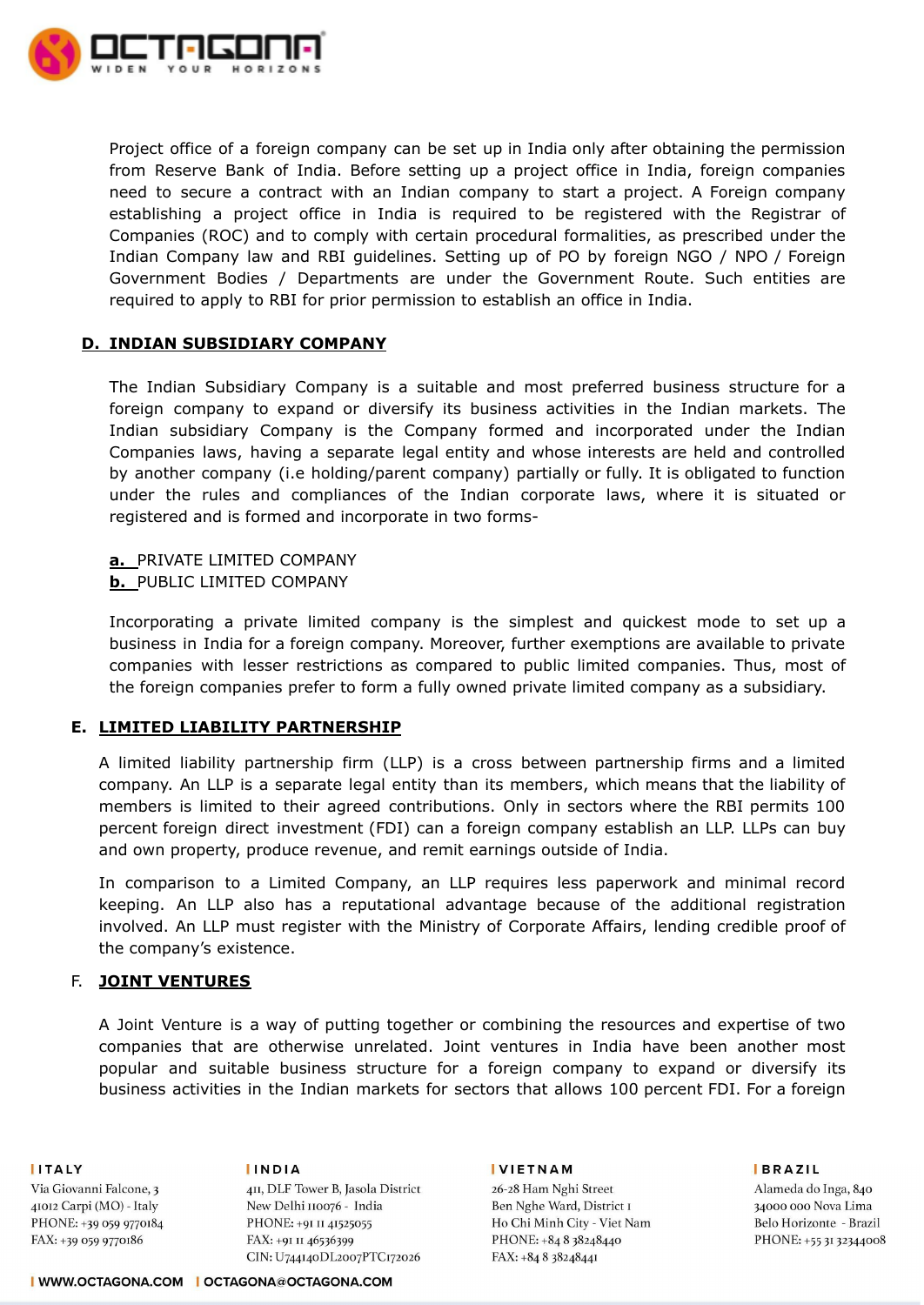Project office of a foreign company can be set up in India only after obtaining the permission from Reserve Bank of India. Before setting up a project office in India, foreign companies need to secure a contract with an Indian company to start a project. A Foreign company establishing a project office in India is required to be registered with the Registrar of Companies (ROC) and to comply with certain procedural formalities, as prescribed under the Indian Company law and RBI guidelines. Setting up of PO by foreign NGO / NPO / Foreign Government Bodies / Departments are under the Government Route. Such entities are required to apply to RBI for prior permission to establish an office in India.

## D. INDIAN SUBSIDIARY COMPANY

The Indian Subsidiary Company is a suitable and most preferred business structure for a foreign company to expand or diversify its business activities in the Indian markets. The Indian subsidiary Company is the Company formed and incorporated under the Indian Companies laws, having a separate legal entity and whose interests are held and controlled by another company (i.e holding/parent company) partially or fully. It is obligated to function under the rules and compliances of the Indian corporate laws, where it is situated or registered and is formed and incorporate in two forms-

**a.** PRIVATE LIMITED COMPANY
**b.** PUBLIC LIMITED COMPANY

Incorporating a private limited company is the simplest and quickest mode to set up a business in India for a foreign company. Moreover, further exemptions are available to private companies with lesser restrictions as compared to public limited companies. Thus, most of the foreign companies prefer to form a fully owned private limited company as a subsidiary.

## E. LIMITED LIABILITY PARTNERSHIP

A limited liability partnership firm (LLP) is a cross between partnership firms and a limited company. An LLP is a separate legal entity than its members, which means that the liability of members is limited to their agreed contributions. Only in sectors where the RBI permits 100 percent foreign direct investment (FDI) can a foreign company establish an LLP. LLPs can buy and own property, produce revenue, and remit earnings outside of India.

In comparison to a Limited Company, an LLP requires less paperwork and minimal record keeping. An LLP also has a reputational advantage because of the additional registration involved. An LLP must register with the Ministry of Corporate Affairs, lending credible proof of the company's existence.

## F. JOINT VENTURES

A Joint Venture is a way of putting together or combining the resources and expertise of two companies that are otherwise unrelated. Joint ventures in India have been another most popular and suitable business structure for a foreign company to expand or diversify its business activities in the Indian markets for sectors that allows 100 percent FDI. For a foreign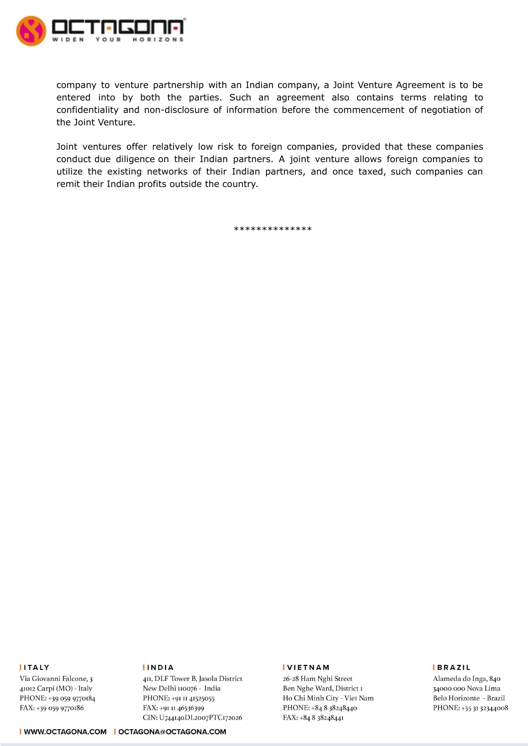company to venture partnership with an Indian company, a Joint Venture Agreement is to be entered into by both the parties. Such an agreement also contains terms relating to confidentiality and non-disclosure of information before the commencement of negotiation of the Joint Venture.

Joint ventures offer relatively low risk to foreign companies, provided that these companies conduct due diligence on their Indian partners. A joint venture allows foreign companies to utilize the existing networks of their Indian partners, and once taxed, such companies can remit their Indian profits outside the country.

**************